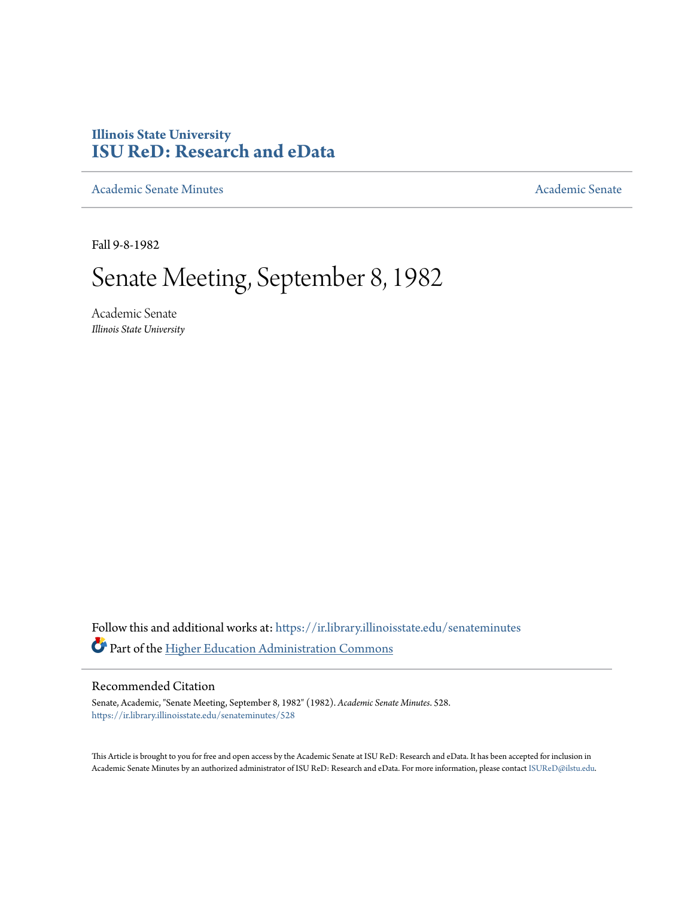# Illinois State University
# ISU ReD: Research and eData

Academic Senate Minutes

Academic Senate

Fall 9-8-1982

# Senate Meeting, September 8, 1982

Academic Senate
*Illinois State University*

Follow this and additional works at: https://ir.library.illinoisstate.edu/senateminutes

Part of the Higher Education Administration Commons

## Recommended Citation

Senate, Academic, "Senate Meeting, September 8, 1982" (1982). *Academic Senate Minutes*. 528.
https://ir.library.illinoisstate.edu/senateminutes/528

This Article is brought to you for free and open access by the Academic Senate at ISU ReD: Research and eData. It has been accepted for inclusion in Academic Senate Minutes by an authorized administrator of ISU ReD: Research and eData. For more information, please contact ISUReD@ilstu.edu.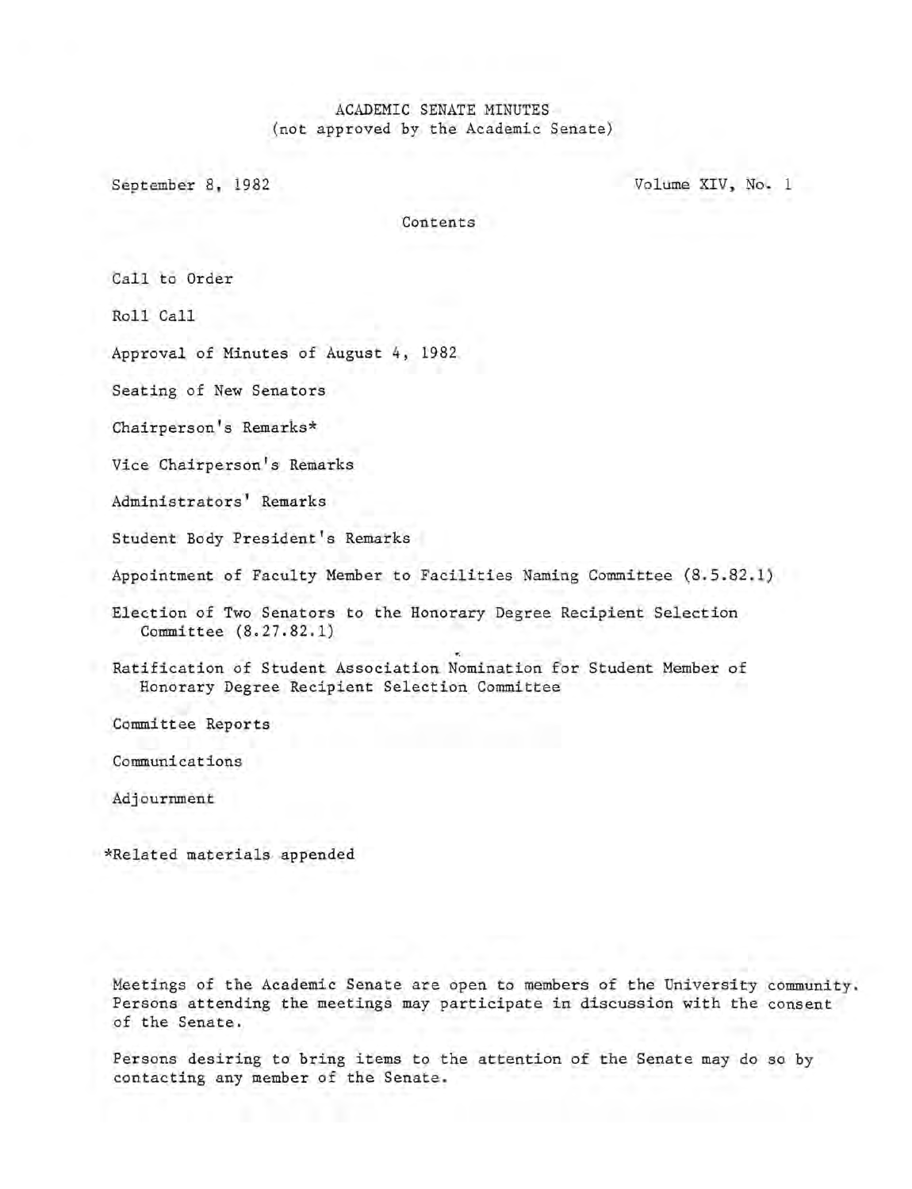# ACADEMIC SENATE MINUTES
(not approved by the Academic Senate)

September 8, 1982

Volume XIV, No. 1

## Contents

Call to Order

Roll Call

Approval of Minutes of August 4, 1982

Seating of New Senators

Chairperson's Remarks*

Vice Chairperson's Remarks

Administrators' Remarks

Student Body President's Remarks

Appointment of Faculty Member to Facilities Naming Committee (8.5.82.1)

Election of Two Senators to the Honorary Degree Recipient Selection Committee (8.27.82.1)

Ratification of Student Association Nomination for Student Member of Honorary Degree Recipient Selection Committee

Committee Reports

Communications

Adjournment

*Related materials appended

Meetings of the Academic Senate are open to members of the University community. Persons attending the meetings may participate in discussion with the consent of the Senate.

Persons desiring to bring items to the attention of the Senate may do so by contacting any member of the Senate.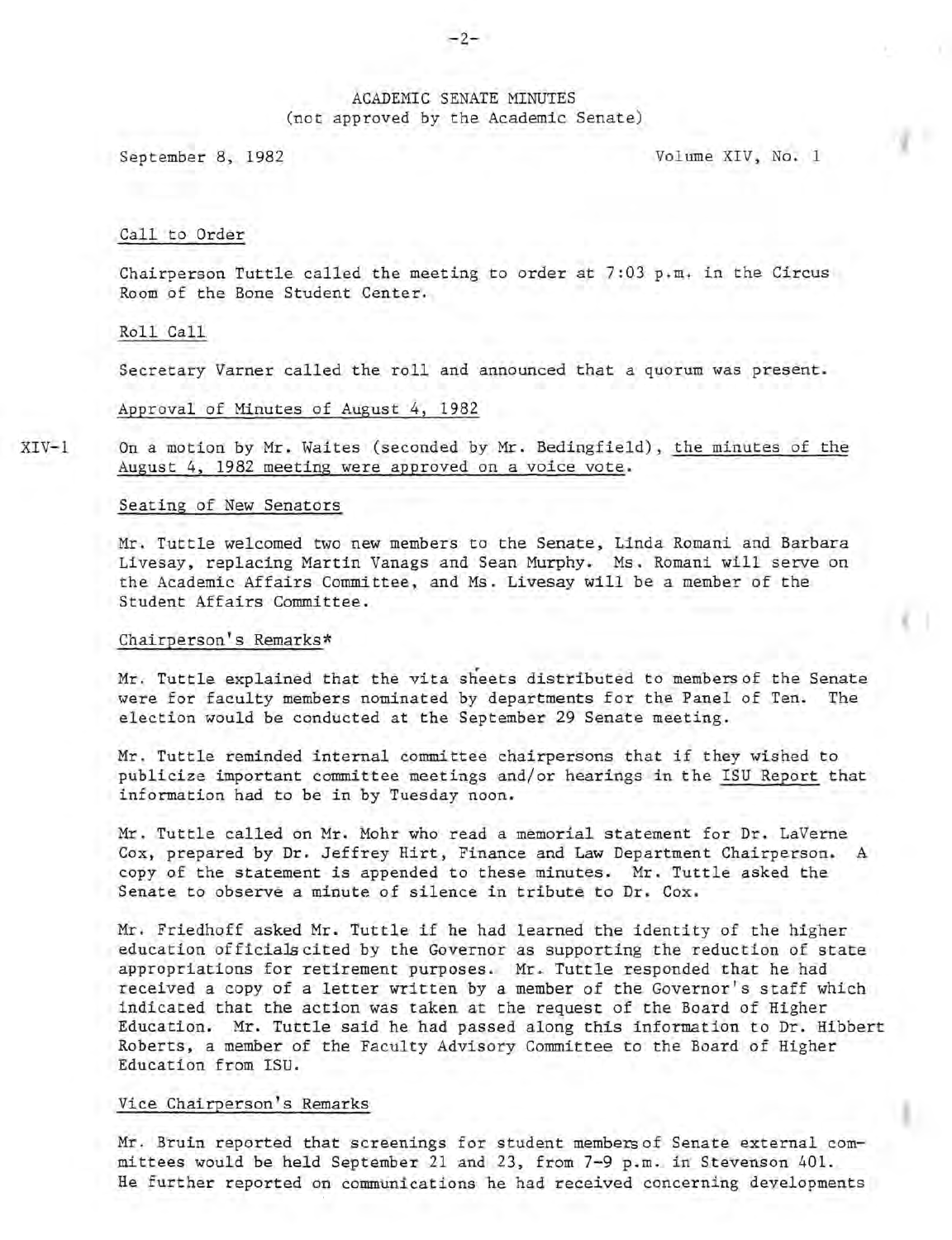ACADEMIC SENATE MINUTES
(not approved by the Academic Senate)

September 8, 1982 Volume XIV, No. 1

## Call to Order

Chairperson Tuttle called the meeting to order at 7:03 p.m. in the Circus Room of the Bone Student Center.

## Roll Call

Secretary Varner called the roll and announced that a quorum was present.

## Approval of Minutes of August 4, 1982

XIV-1 On a motion by Mr. Waites (seconded by Mr. Bedingfield), the minutes of the August 4, 1982 meeting were approved on a voice vote.

## Seating of New Senators

Mr. Tuttle welcomed two new members to the Senate, Linda Romani and Barbara Livesay, replacing Martin Vanags and Sean Murphy. Ms. Romani will serve on the Academic Affairs Committee, and Ms. Livesay will be a member of the Student Affairs Committee.

## Chairperson's Remarks*

Mr. Tuttle explained that the vita sheets distributed to members of the Senate were for faculty members nominated by departments for the Panel of Ten. The election would be conducted at the September 29 Senate meeting.

Mr. Tuttle reminded internal committee chairpersons that if they wished to publicize important committee meetings and/or hearings in the ISU Report that information had to be in by Tuesday noon.

Mr. Tuttle called on Mr. Mohr who read a memorial statement for Dr. LaVerne Cox, prepared by Dr. Jeffrey Hirt, Finance and Law Department Chairperson. A copy of the statement is appended to these minutes. Mr. Tuttle asked the Senate to observe a minute of silence in tribute to Dr. Cox.

Mr. Friedhoff asked Mr. Tuttle if he had learned the identity of the higher education officials cited by the Governor as supporting the reduction of state appropriations for retirement purposes. Mr. Tuttle responded that he had received a copy of a letter written by a member of the Governor's staff which indicated that the action was taken at the request of the Board of Higher Education. Mr. Tuttle said he had passed along this information to Dr. Hibbert Roberts, a member of the Faculty Advisory Committee to the Board of Higher Education from ISU.

## Vice Chairperson's Remarks

Mr. Bruin reported that screenings for student members of Senate external committees would be held September 21 and 23, from 7-9 p.m. in Stevenson 401. He further reported on communications he had received concerning developments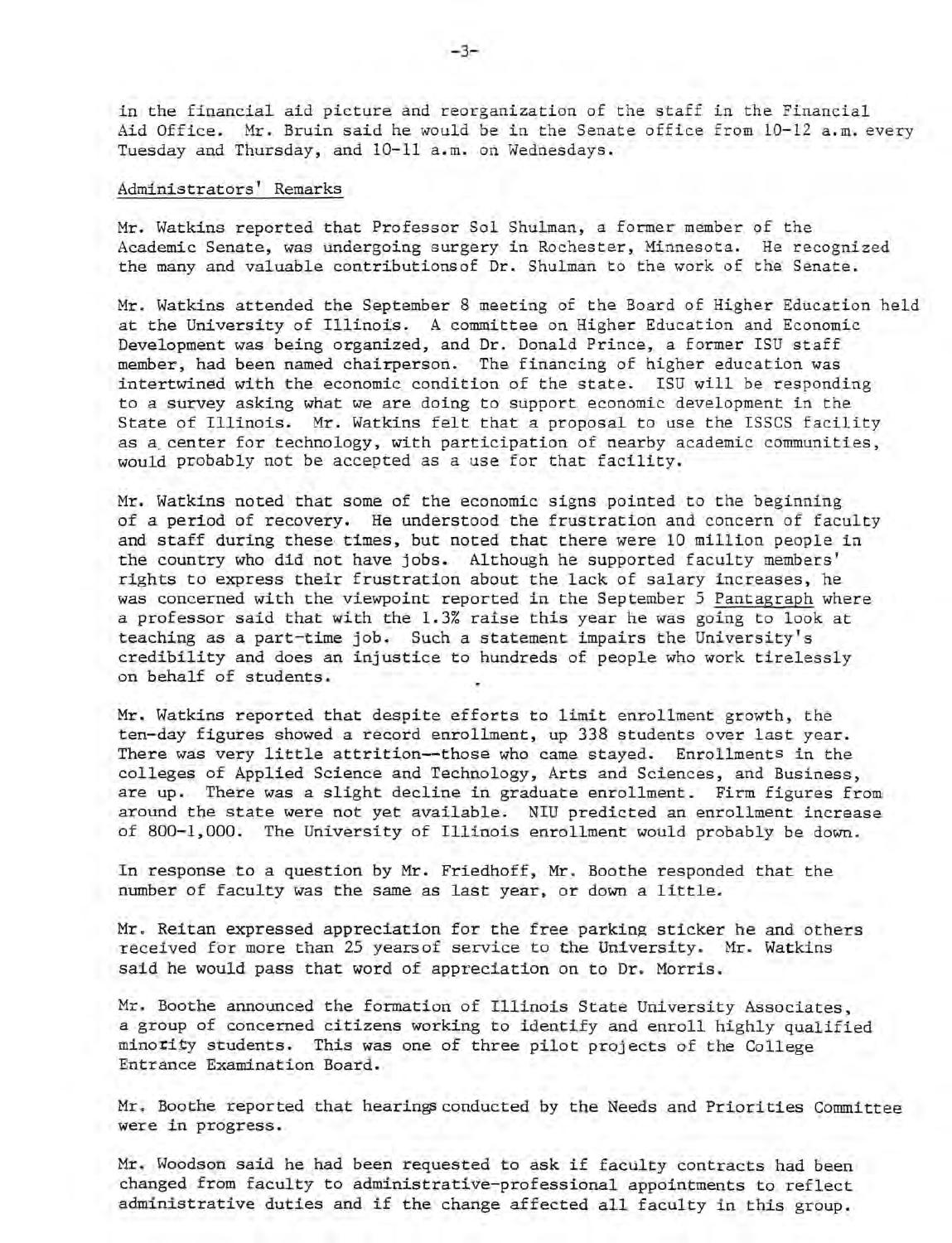in the financial aid picture and reorganization of the staff in the Financial Aid Office. Mr. Bruin said he would be in the Senate office from 10-12 a.m. every Tuesday and Thursday, and 10-11 a.m. on Wednesdays.

## Administrators' Remarks

Mr. Watkins reported that Professor Sol Shulman, a former member of the Academic Senate, was undergoing surgery in Rochester, Minnesota. He recognized the many and valuable contributionsof Dr. Shulman to the work of the Senate.

Mr. Watkins attended the September 8 meeting of the Board of Higher Education held at the University of Illinois. A committee on Higher Education and Economic Development was being organized, and Dr. Donald Prince, a former ISU staff member, had been named chairperson. The financing of higher education was intertwined with the economic condition of the state. ISU will be responding to a survey asking what we are doing to support economic development in the State of Illinois. Mr. Watkins felt that a proposal to use the ISSCS facility as a center for technology, with participation of nearby academic communities, would probably not be accepted as a use for that facility.

Mr. Watkins noted that some of the economic signs pointed to the beginning of a period of recovery. He understood the frustration and concern of faculty and staff during these times, but noted that there were 10 million people in the country who did not have jobs. Although he supported faculty members' rights to express their frustration about the lack of salary increases, he was concerned with the viewpoint reported in the September 5 Pantagraph where a professor said that with the 1.3% raise this year he was going to look at teaching as a part-time job. Such a statement impairs the University's credibility and does an injustice to hundreds of people who work tirelessly on behalf of students.

Mr. Watkins reported that despite efforts to limit enrollment growth, the ten-day figures showed a record enrollment, up 338 students over last year. There was very little attrition--those who came stayed. Enrollments in the colleges of Applied Science and Technology, Arts and Sciences, and Business, are up. There was a slight decline in graduate enrollment. Firm figures from around the state were not yet available. NIU predicted an enrollment increase of 800-1,000. The University of Illinois enrollment would probably be down.

In response to a question by Mr. Friedhoff, Mr. Boothe responded that the number of faculty was the same as last year, or down a little.

Mr. Reitan expressed appreciation for the free parking sticker he and others received for more than 25 yearsof service to the University. Mr. Watkins said he would pass that word of appreciation on to Dr. Morris.

Mr. Boothe announced the formation of Illinois State University Associates, a group of concerned citizens working to identify and enroll highly qualified minority students. This was one of three pilot projects of the College Entrance Examination Board.

Mr. Boothe reported that hearings conducted by the Needs and Priorities Committee were in progress.

Mr. Woodson said he had been requested to ask if faculty contracts had been changed from faculty to administrative-professional appointments to reflect administrative duties and if the change affected all faculty in this group.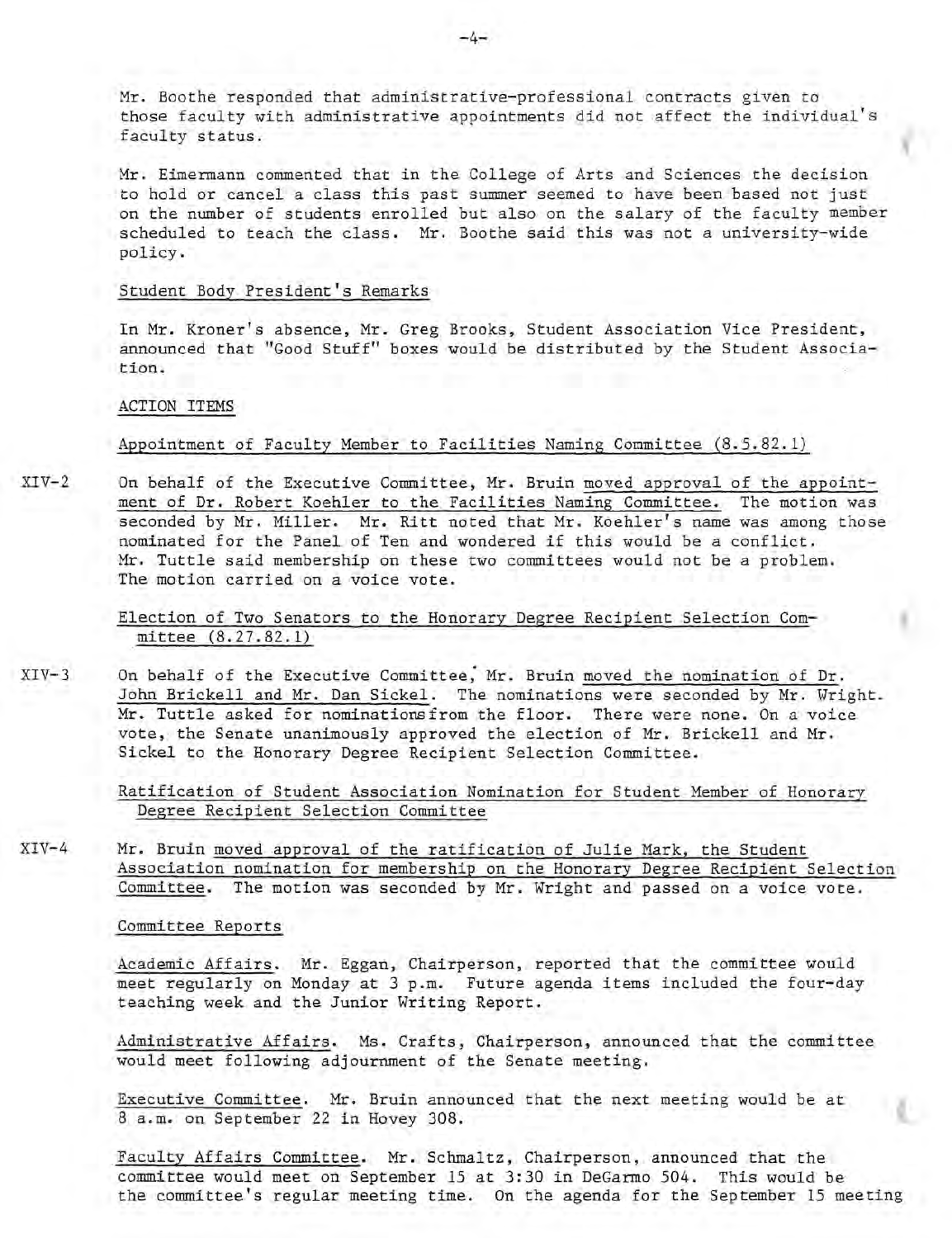Mr. Boothe responded that administrative-professional contracts given to those faculty with administrative appointments did not affect the individual's faculty status.

Mr. Eimermann commented that in the College of Arts and Sciences the decision to hold or cancel a class this past summer seemed to have been based not just on the number of students enrolled but also on the salary of the faculty member scheduled to teach the class. Mr. Boothe said this was not a university-wide policy.

Student Body President's Remarks

In Mr. Kroner's absence, Mr. Greg Brooks, Student Association Vice President, announced that "Good Stuff" boxes would be distributed by the Student Association.

ACTION ITEMS

Appointment of Faculty Member to Facilities Naming Committee (8.5.82.1)

XIV-2 On behalf of the Executive Committee, Mr. Bruin moved approval of the appointment of Dr. Robert Koehler to the Facilities Naming Committee. The motion was seconded by Mr. Miller. Mr. Ritt noted that Mr. Koehler's name was among those nominated for the Panel of Ten and wondered if this would be a conflict. Mr. Tuttle said membership on these two committees would not be a problem. The motion carried on a voice vote.

Election of Two Senators to the Honorary Degree Recipient Selection Committee (8.27.82.1)

XIV-3 On behalf of the Executive Committee, Mr. Bruin moved the nomination of Dr. John Brickell and Mr. Dan Sickel. The nominations were seconded by Mr. Wright. Mr. Tuttle asked for nominations from the floor. There were none. On a voice vote, the Senate unanimously approved the election of Mr. Brickell and Mr. Sickel to the Honorary Degree Recipient Selection Committee.

Ratification of Student Association Nomination for Student Member of Honorary Degree Recipient Selection Committee

XIV-4 Mr. Bruin moved approval of the ratification of Julie Mark, the Student Association nomination for membership on the Honorary Degree Recipient Selection Committee. The motion was seconded by Mr. Wright and passed on a voice vote.

Committee Reports

Academic Affairs. Mr. Eggan, Chairperson, reported that the committee would meet regularly on Monday at 3 p.m. Future agenda items included the four-day teaching week and the Junior Writing Report.

Administrative Affairs. Ms. Crafts, Chairperson, announced that the committee would meet following adjournment of the Senate meeting.

Executive Committee. Mr. Bruin announced that the next meeting would be at 8 a.m. on September 22 in Hovey 308.

Faculty Affairs Committee. Mr. Schmaltz, Chairperson, announced that the committee would meet on September 15 at 3:30 in DeGarmo 504. This would be the committee's regular meeting time. On the agenda for the September 15 meeting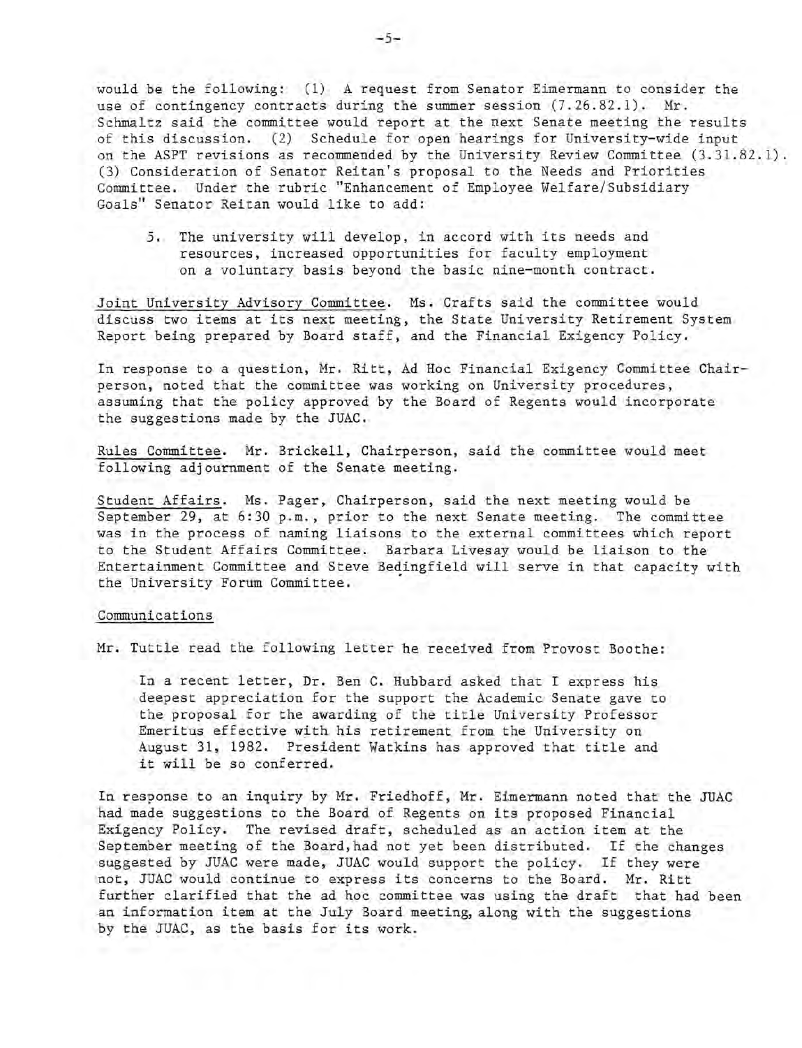would be the following: (1) A request from Senator Eimermann to consider the use of contingency contracts during the summer session (7.26.82.1). Mr. Schmaltz said the committee would report at the next Senate meeting the results of this discussion. (2) Schedule for open hearings for University-wide input on the ASPT revisions as recommended by the University Review Committee (3.31.82.1). (3) Consideration of Senator Reitan's proposal to the Needs and Priorities Committee. Under the rubric "Enhancement of Employee Welfare/Subsidiary Goals" Senator Reitan would like to add:

> 5. The university will develop, in accord with its needs and resources, increased opportunities for faculty employment on a voluntary basis beyond the basic nine-month contract.

Joint University Advisory Committee. Ms. Crafts said the committee would discuss two items at its next meeting, the State University Retirement System Report being prepared by Board staff, and the Financial Exigency Policy.

In response to a question, Mr. Ritt, Ad Hoc Financial Exigency Committee Chairperson, noted that the committee was working on University procedures, assuming that the policy approved by the Board of Regents would incorporate the suggestions made by the JUAC.

Rules Committee. Mr. Brickell, Chairperson, said the committee would meet following adjournment of the Senate meeting.

Student Affairs. Ms. Pager, Chairperson, said the next meeting would be September 29, at 6:30 p.m., prior to the next Senate meeting. The committee was in the process of naming liaisons to the external committees which report to the Student Affairs Committee. Barbara Livesay would be liaison to the Entertainment Committee and Steve Bedingfield will serve in that capacity with the University Forum Committee.

Communications

Mr. Tuttle read the following letter he received from Provost Boothe:

> In a recent letter, Dr. Ben C. Hubbard asked that I express his deepest appreciation for the support the Academic Senate gave to the proposal for the awarding of the title University Professor Emeritus effective with his retirement from the University on August 31, 1982. President Watkins has approved that title and it will be so conferred.

In response to an inquiry by Mr. Friedhoff, Mr. Eimermann noted that the JUAC had made suggestions to the Board of Regents on its proposed Financial Exigency Policy. The revised draft, scheduled as an action item at the September meeting of the Board, had not yet been distributed. If the changes suggested by JUAC were made, JUAC would support the policy. If they were not, JUAC would continue to express its concerns to the Board. Mr. Ritt further clarified that the ad hoc committee was using the draft that had been an information item at the July Board meeting, along with the suggestions by the JUAC, as the basis for its work.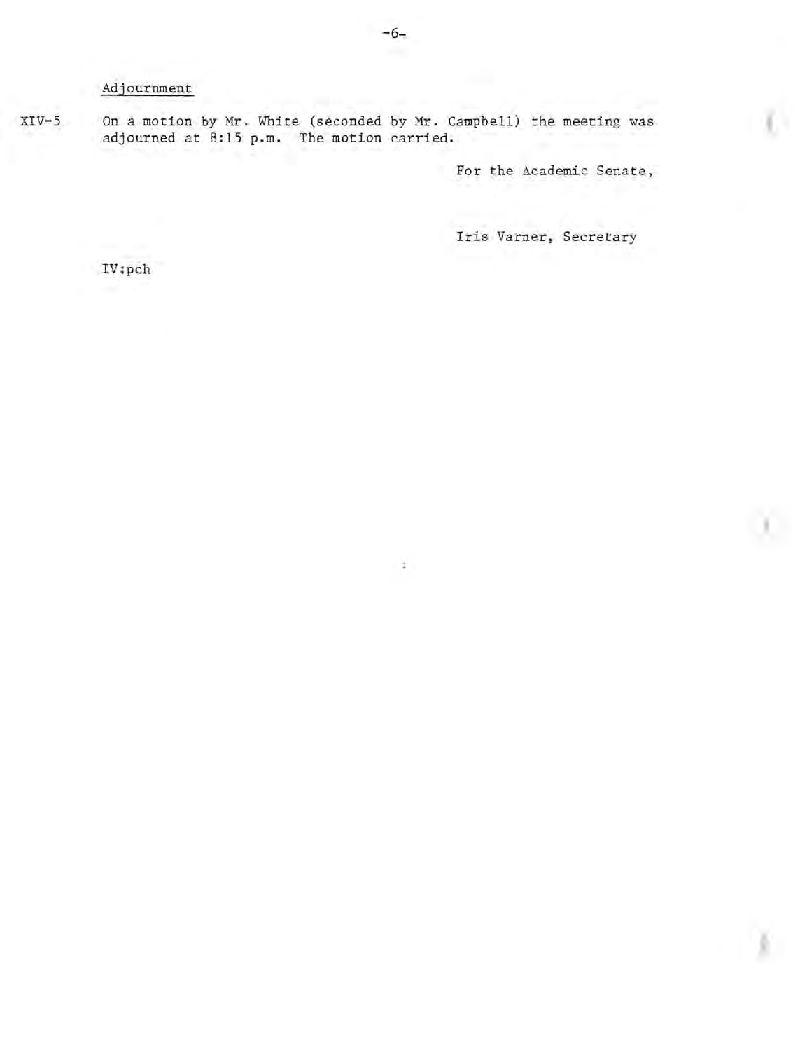Adjournment

XIV-5 On a motion by Mr. White (seconded by Mr. Campbell) the meeting was adjourned at 8:15 p.m. The motion carried.

For the Academic Senate,

Iris Varner, Secretary

IV:pch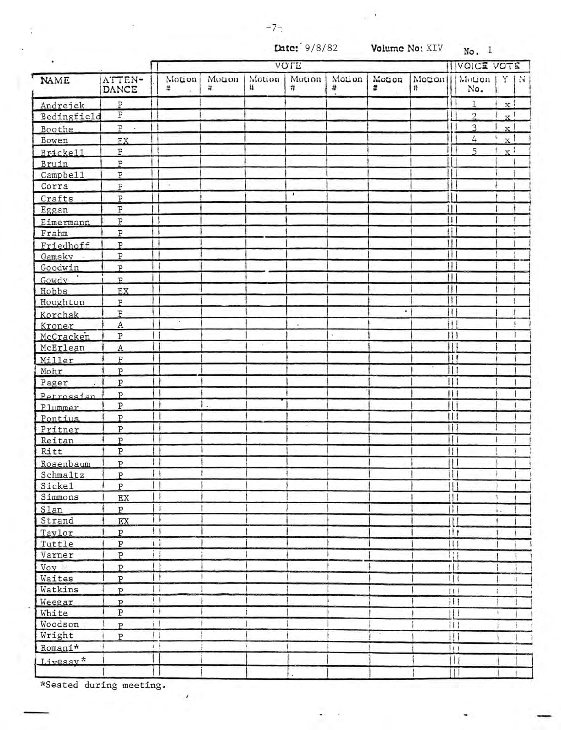Date: 9/8/82 Volume No: XIV No. 1

| NAME | ATTENDANCE | Motion # | Motion # | Motion # | Motion # | Motion # | Motion # | Motion # | Voice Vote Motion No. | Y | N |
|---|---|---|---|---|---|---|---|---|---|---|---|
| Andrejek | P | | | | | | | | 1 | x | |
| Bedingfield | P | | | | | | | | 2 | x | |
| Boothe | P | | | | | | | | 3 | x | |
| Bowen | EX | | | | | | | | 4 | x | |
| Brickell | P | | | | | | | | 5 | x | |
| Bruin | P | | | | | | | | | | |
| Campbell | P | | | | | | | | | | |
| Corra | P | | | | | | | | | | |
| Crafts | P | | | | | | | | | | |
| Eggan | P | | | | | | | | | | |
| Eimermann | P | | | | | | | | | | |
| Frahm | P | | | | | | | | | | |
| Friedhoff | P | | | | | | | | | | |
| Gamsky | P | | | | | | | | | | |
| Goodwin | P | | | | | | | | | | |
| Gowdy | P | | | | | | | | | | |
| Hobbs | EX | | | | | | | | | | |
| Houghton | P | | | | | | | | | | |
| Korchak | P | | | | | | | | | | |
| Kroner | A | | | | | | | | | | |
| McCracken | P | | | | | | | | | | |
| McErlean | A | | | | | | | | | | |
| Miller | P | | | | | | | | | | |
| Mohr | P | | | | | | | | | | |
| Pager | P | | | | | | | | | | |
| Petrossian | P | | | | | | | | | | |
| Plummer | P | | | | | | | | | | |
| Pontius | P | | | | | | | | | | |
| Pritner | P | | | | | | | | | | |
| Reitan | P | | | | | | | | | | |
| Ritt | P | | | | | | | | | | |
| Rosenbaum | P | | | | | | | | | | |
| Schmaltz | P | | | | | | | | | | |
| Sickel | P | | | | | | | | | | |
| Simmons | EX | | | | | | | | | | |
| Slan | P | | | | | | | | | | |
| Strand | EX | | | | | | | | | | |
| Taylor | P | | | | | | | | | | |
| Tuttle | P | | | | | | | | | | |
| Varner | P | | | | | | | | | | |
| Voy | P | | | | | | | | | | |
| Waites | P | | | | | | | | | | |
| Watkins | P | | | | | | | | | | |
| Weegar | P | | | | | | | | | | |
| White | P | | | | | | | | | | |
| Woodson | P | | | | | | | | | | |
| Wright | P | | | | | | | | | | |
| Romani* | | | | | | | | | | | |
| Livesay* | | | | | | | | | | | |

*Seated during meeting.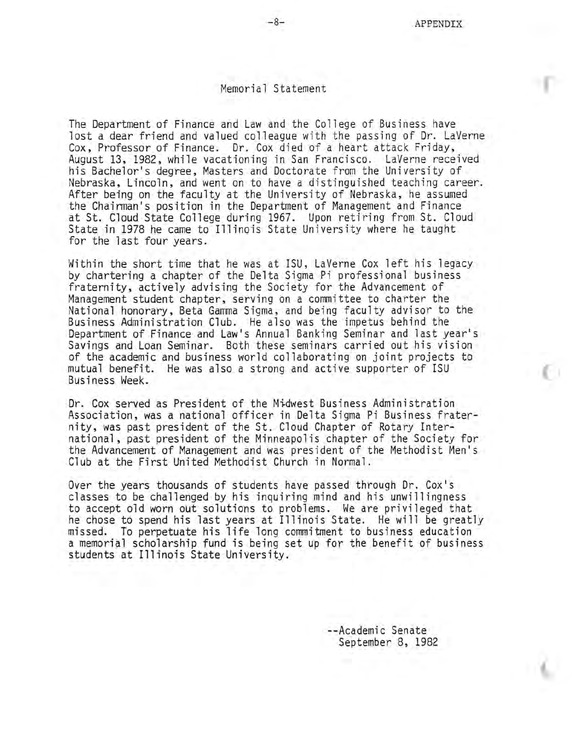## Memorial Statement

The Department of Finance and Law and the College of Business have lost a dear friend and valued colleague with the passing of Dr. LaVerne Cox, Professor of Finance. Dr. Cox died of a heart attack Friday, August 13, 1982, while vacationing in San Francisco. LaVerne received his Bachelor's degree, Masters and Doctorate from the University of Nebraska, Lincoln, and went on to have a distinguished teaching career. After being on the faculty at the University of Nebraska, he assumed the Chairman's position in the Department of Management and Finance at St. Cloud State College during 1967. Upon retiring from St. Cloud State in 1978 he came to Illinois State University where he taught for the last four years.

Within the short time that he was at ISU, LaVerne Cox left his legacy by chartering a chapter of the Delta Sigma Pi professional business fraternity, actively advising the Society for the Advancement of Management student chapter, serving on a committee to charter the National honorary, Beta Gamma Sigma, and being faculty advisor to the Business Administration Club. He also was the impetus behind the Department of Finance and Law's Annual Banking Seminar and last year's Savings and Loan Seminar. Both these seminars carried out his vision of the academic and business world collaborating on joint projects to mutual benefit. He was also a strong and active supporter of ISU Business Week.

Dr. Cox served as President of the Midwest Business Administration Association, was a national officer in Delta Sigma Pi Business fraternity, was past president of the St. Cloud Chapter of Rotary International, past president of the Minneapolis chapter of the Society for the Advancement of Management and was president of the Methodist Men's Club at the First United Methodist Church in Normal.

Over the years thousands of students have passed through Dr. Cox's classes to be challenged by his inquiring mind and his unwillingness to accept old worn out solutions to problems. We are privileged that he chose to spend his last years at Illinois State. He will be greatly missed. To perpetuate his life long commitment to business education a memorial scholarship fund is being set up for the benefit of business students at Illinois State University.

--Academic Senate
September 8, 1982